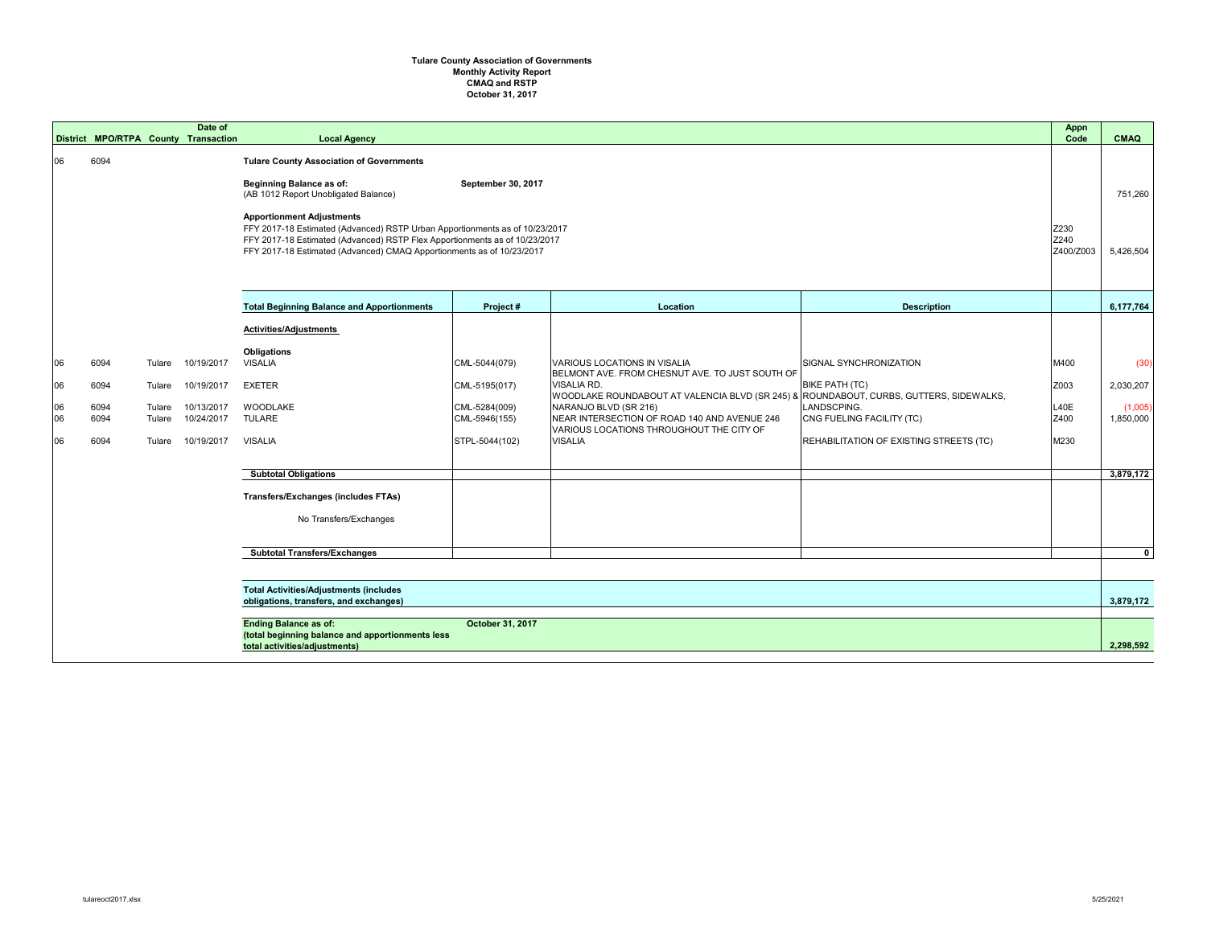# Tulare County Association of Governments
## Monthly Activity Report
## CMAQ and RSTP
## October 31, 2017

| District | MPO/RTPA | County | Date of Transaction | Local Agency | Project # | Location | Description | Appn Code | CMAQ |
|---|---|---|---|---|---|---|---|---|---|
| 06 | 6094 | | | **Tulare County Association of Governments** | | | | | |
| | | | | **Beginning Balance as of:** (AB 1012 Report Unobligated Balance) | **September 30, 2017** | | | | 751,260 |
| | | | | **Apportionment Adjustments** | | | | | |
| | | | | FFY 2017-18 Estimated (Advanced) RSTP Urban Apportionments as of 10/23/2017 | | | | Z230 | |
| | | | | FFY 2017-18 Estimated (Advanced) RSTP Flex Apportionments as of 10/23/2017 | | | | Z240 | |
| | | | | FFY 2017-18 Estimated (Advanced) CMAQ Apportionments as of 10/23/2017 | | | | Z400/Z003 | 5,426,504 |
| | | | | **Total Beginning Balance and Apportionments** | **Project #** | **Location** | **Description** | | **6,177,764** |
| | | | | **Activities/Adjustments** | | | | | |
| | | | | **Obligations** | | | | | |
| 06 | 6094 | Tulare | 10/19/2017 | VISALIA | CML-5044(079) | VARIOUS LOCATIONS IN VISALIA | SIGNAL SYNCHRONIZATION | M400 | (30) |
| 06 | 6094 | Tulare | 10/19/2017 | EXETER | CML-5195(017) | BELMONT AVE. FROM CHESNUT AVE. TO JUST SOUTH OF VISALIA RD. | BIKE PATH (TC) | Z003 | 2,030,207 |
| 06 | 6094 | Tulare | 10/13/2017 | WOODLAKE | CML-5284(009) | WOODLAKE ROUNDABOUT AT VALENCIA BLVD (SR 245) & NARANJO BLVD (SR 216) | ROUNDABOUT, CURBS, GUTTERS, SIDEWALKS, LANDSCPING. | L40E | (1,005) |
| 06 | 6094 | Tulare | 10/24/2017 | TULARE | CML-5946(155) | NEAR INTERSECTION OF ROAD 140 AND AVENUE 246 | CNG FUELING FACILITY (TC) | Z400 | 1,850,000 |
| 06 | 6094 | Tulare | 10/19/2017 | VISALIA | STPL-5044(102) | VARIOUS LOCATIONS THROUGHOUT THE CITY OF VISALIA | REHABILITATION OF EXISTING STREETS (TC) | M230 | |
| | | | | **Subtotal Obligations** | | | | | **3,879,172** |
| | | | | **Transfers/Exchanges (includes FTAs)** | | | | | |
| | | | | No Transfers/Exchanges | | | | | |
| | | | | **Subtotal Transfers/Exchanges** | | | | | **0** |
| | | | | **Total Activities/Adjustments (includes obligations, transfers, and exchanges)** | | | | | **3,879,172** |
| | | | | **Ending Balance as of:** (total beginning balance and apportionments less total activities/adjustments) | **October 31, 2017** | | | | **2,298,592** |

tulareoct2017.xlsx 5/25/2021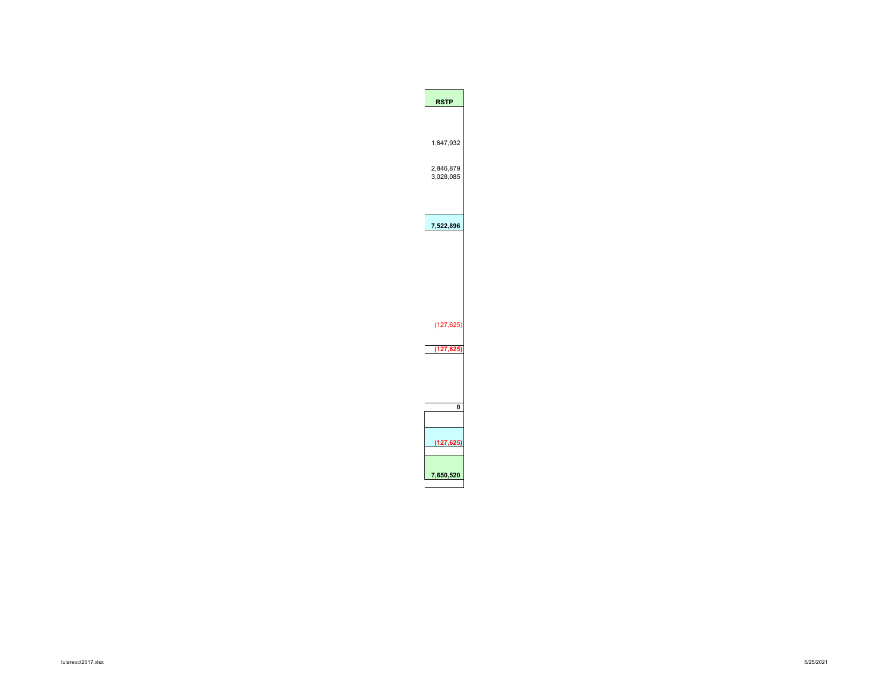| RSTP |
| --- |
| 1,647,932 |
| 2,846,879 |
| 3,028,085 |
| **7,522,896** |
| (127,625) |
| **(127,625)** |
| **0** |
| **(127,625)** |
| **7,650,520** |